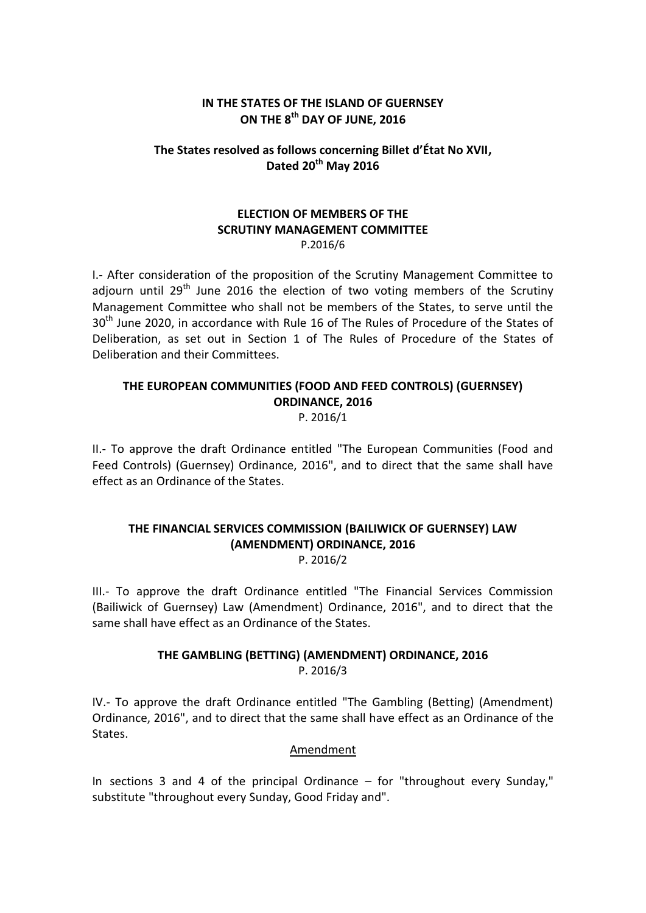**IN THE STATES OF THE ISLAND OF GUERNSEY**
**ON THE 8th DAY OF JUNE, 2016**

**The States resolved as follows concerning Billet d'État No XVII, Dated 20th May 2016**

**ELECTION OF MEMBERS OF THE SCRUTINY MANAGEMENT COMMITTEE**
P.2016/6

I.- After consideration of the proposition of the Scrutiny Management Committee to adjourn until 29th June 2016 the election of two voting members of the Scrutiny Management Committee who shall not be members of the States, to serve until the 30th June 2020, in accordance with Rule 16 of The Rules of Procedure of the States of Deliberation, as set out in Section 1 of The Rules of Procedure of the States of Deliberation and their Committees.

**THE EUROPEAN COMMUNITIES (FOOD AND FEED CONTROLS) (GUERNSEY) ORDINANCE, 2016**
P. 2016/1

II.- To approve the draft Ordinance entitled "The European Communities (Food and Feed Controls) (Guernsey) Ordinance, 2016", and to direct that the same shall have effect as an Ordinance of the States.

**THE FINANCIAL SERVICES COMMISSION (BAILIWICK OF GUERNSEY) LAW (AMENDMENT) ORDINANCE, 2016**
P. 2016/2

III.- To approve the draft Ordinance entitled "The Financial Services Commission (Bailiwick of Guernsey) Law (Amendment) Ordinance, 2016", and to direct that the same shall have effect as an Ordinance of the States.

**THE GAMBLING (BETTING) (AMENDMENT) ORDINANCE, 2016**
P. 2016/3

IV.- To approve the draft Ordinance entitled "The Gambling (Betting) (Amendment) Ordinance, 2016", and to direct that the same shall have effect as an Ordinance of the States.

Amendment

In sections 3 and 4 of the principal Ordinance – for "throughout every Sunday," substitute "throughout every Sunday, Good Friday and".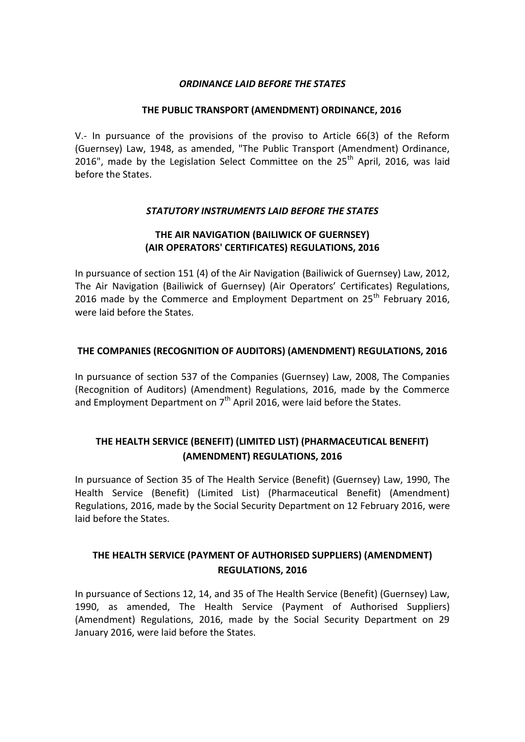### *ORDINANCE LAID BEFORE THE STATES*

### THE PUBLIC TRANSPORT (AMENDMENT) ORDINANCE, 2016

V.- In pursuance of the provisions of the proviso to Article 66(3) of the Reform (Guernsey) Law, 1948, as amended, "The Public Transport (Amendment) Ordinance, 2016", made by the Legislation Select Committee on the 25th April, 2016, was laid before the States.

### *STATUTORY INSTRUMENTS LAID BEFORE THE STATES*

### THE AIR NAVIGATION (BAILIWICK OF GUERNSEY) (AIR OPERATORS' CERTIFICATES) REGULATIONS, 2016

In pursuance of section 151 (4) of the Air Navigation (Bailiwick of Guernsey) Law, 2012, The Air Navigation (Bailiwick of Guernsey) (Air Operators' Certificates) Regulations, 2016 made by the Commerce and Employment Department on 25th February 2016, were laid before the States.

### THE COMPANIES (RECOGNITION OF AUDITORS) (AMENDMENT) REGULATIONS, 2016

In pursuance of section 537 of the Companies (Guernsey) Law, 2008, The Companies (Recognition of Auditors) (Amendment) Regulations, 2016, made by the Commerce and Employment Department on 7th April 2016, were laid before the States.

### THE HEALTH SERVICE (BENEFIT) (LIMITED LIST) (PHARMACEUTICAL BENEFIT) (AMENDMENT) REGULATIONS, 2016

In pursuance of Section 35 of The Health Service (Benefit) (Guernsey) Law, 1990, The Health Service (Benefit) (Limited List) (Pharmaceutical Benefit) (Amendment) Regulations, 2016, made by the Social Security Department on 12 February 2016, were laid before the States.

### THE HEALTH SERVICE (PAYMENT OF AUTHORISED SUPPLIERS) (AMENDMENT) REGULATIONS, 2016

In pursuance of Sections 12, 14, and 35 of The Health Service (Benefit) (Guernsey) Law, 1990, as amended, The Health Service (Payment of Authorised Suppliers) (Amendment) Regulations, 2016, made by the Social Security Department on 29 January 2016, were laid before the States.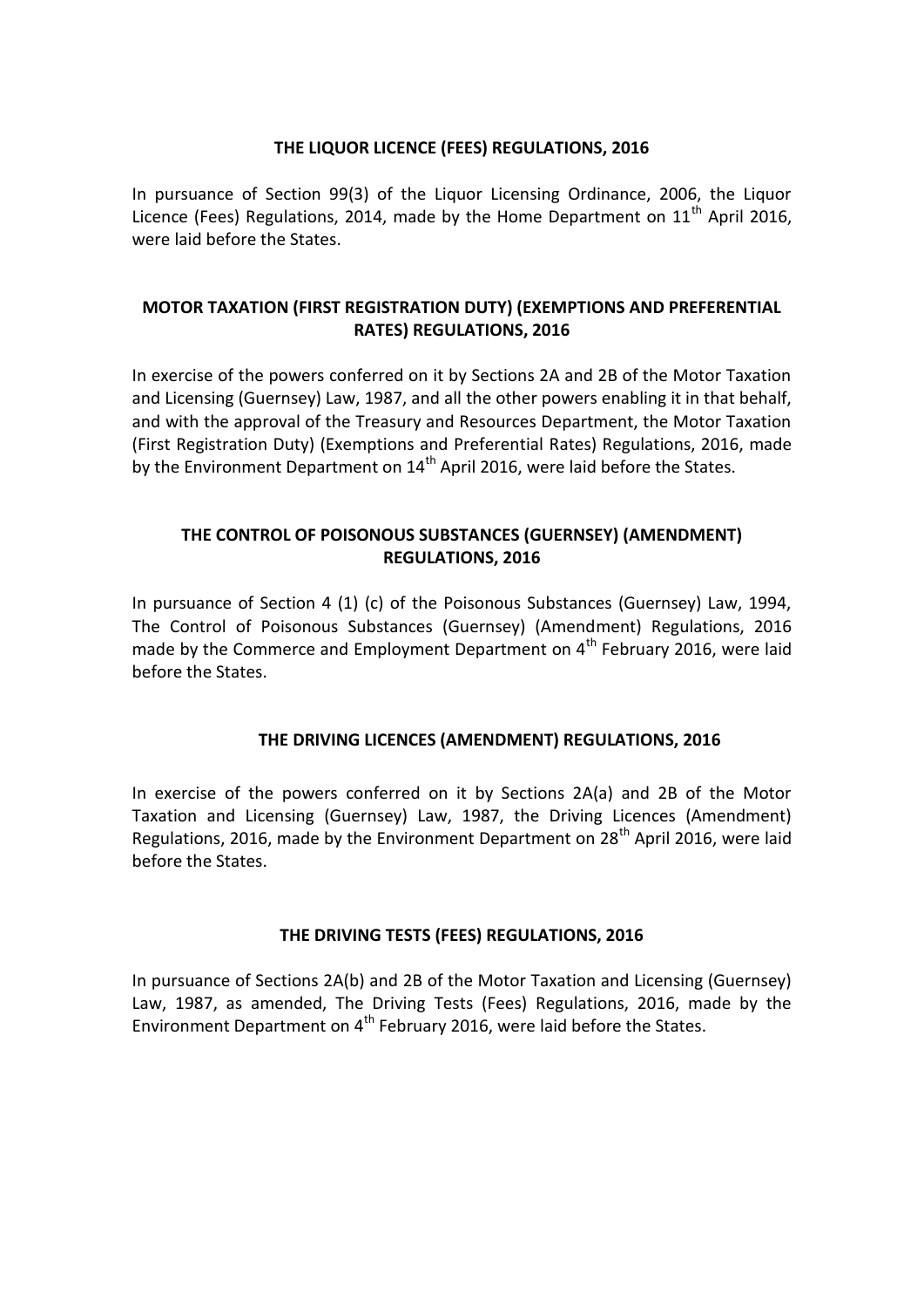## THE LIQUOR LICENCE (FEES) REGULATIONS, 2016

In pursuance of Section 99(3) of the Liquor Licensing Ordinance, 2006, the Liquor Licence (Fees) Regulations, 2014, made by the Home Department on 11th April 2016, were laid before the States.

## MOTOR TAXATION (FIRST REGISTRATION DUTY) (EXEMPTIONS AND PREFERENTIAL RATES) REGULATIONS, 2016

In exercise of the powers conferred on it by Sections 2A and 2B of the Motor Taxation and Licensing (Guernsey) Law, 1987, and all the other powers enabling it in that behalf, and with the approval of the Treasury and Resources Department, the Motor Taxation (First Registration Duty) (Exemptions and Preferential Rates) Regulations, 2016, made by the Environment Department on 14th April 2016, were laid before the States.

## THE CONTROL OF POISONOUS SUBSTANCES (GUERNSEY) (AMENDMENT) REGULATIONS, 2016

In pursuance of Section 4 (1) (c) of the Poisonous Substances (Guernsey) Law, 1994, The Control of Poisonous Substances (Guernsey) (Amendment) Regulations, 2016 made by the Commerce and Employment Department on 4th February 2016, were laid before the States.

## THE DRIVING LICENCES (AMENDMENT) REGULATIONS, 2016

In exercise of the powers conferred on it by Sections 2A(a) and 2B of the Motor Taxation and Licensing (Guernsey) Law, 1987, the Driving Licences (Amendment) Regulations, 2016, made by the Environment Department on 28th April 2016, were laid before the States.

## THE DRIVING TESTS (FEES) REGULATIONS, 2016

In pursuance of Sections 2A(b) and 2B of the Motor Taxation and Licensing (Guernsey) Law, 1987, as amended, The Driving Tests (Fees) Regulations, 2016, made by the Environment Department on 4th February 2016, were laid before the States.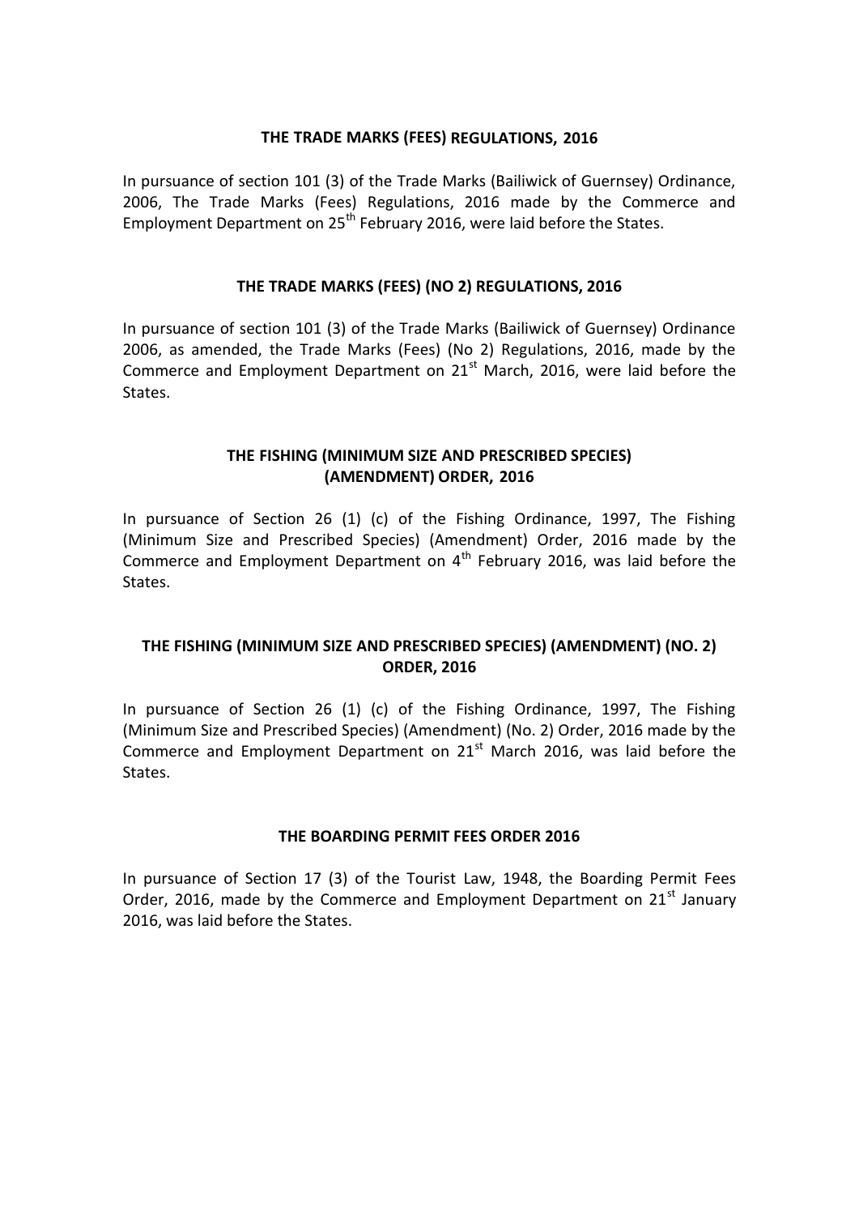## THE TRADE MARKS (FEES) REGULATIONS, 2016

In pursuance of section 101 (3) of the Trade Marks (Bailiwick of Guernsey) Ordinance, 2006, The Trade Marks (Fees) Regulations, 2016 made by the Commerce and Employment Department on 25th February 2016, were laid before the States.

## THE TRADE MARKS (FEES) (NO 2) REGULATIONS, 2016

In pursuance of section 101 (3) of the Trade Marks (Bailiwick of Guernsey) Ordinance 2006, as amended, the Trade Marks (Fees) (No 2) Regulations, 2016, made by the Commerce and Employment Department on 21st March, 2016, were laid before the States.

## THE FISHING (MINIMUM SIZE AND PRESCRIBED SPECIES) (AMENDMENT) ORDER, 2016

In pursuance of Section 26 (1) (c) of the Fishing Ordinance, 1997, The Fishing (Minimum Size and Prescribed Species) (Amendment) Order, 2016 made by the Commerce and Employment Department on 4th February 2016, was laid before the States.

## THE FISHING (MINIMUM SIZE AND PRESCRIBED SPECIES) (AMENDMENT) (NO. 2) ORDER, 2016

In pursuance of Section 26 (1) (c) of the Fishing Ordinance, 1997, The Fishing (Minimum Size and Prescribed Species) (Amendment) (No. 2) Order, 2016 made by the Commerce and Employment Department on 21st March 2016, was laid before the States.

## THE BOARDING PERMIT FEES ORDER 2016

In pursuance of Section 17 (3) of the Tourist Law, 1948, the Boarding Permit Fees Order, 2016, made by the Commerce and Employment Department on 21st January 2016, was laid before the States.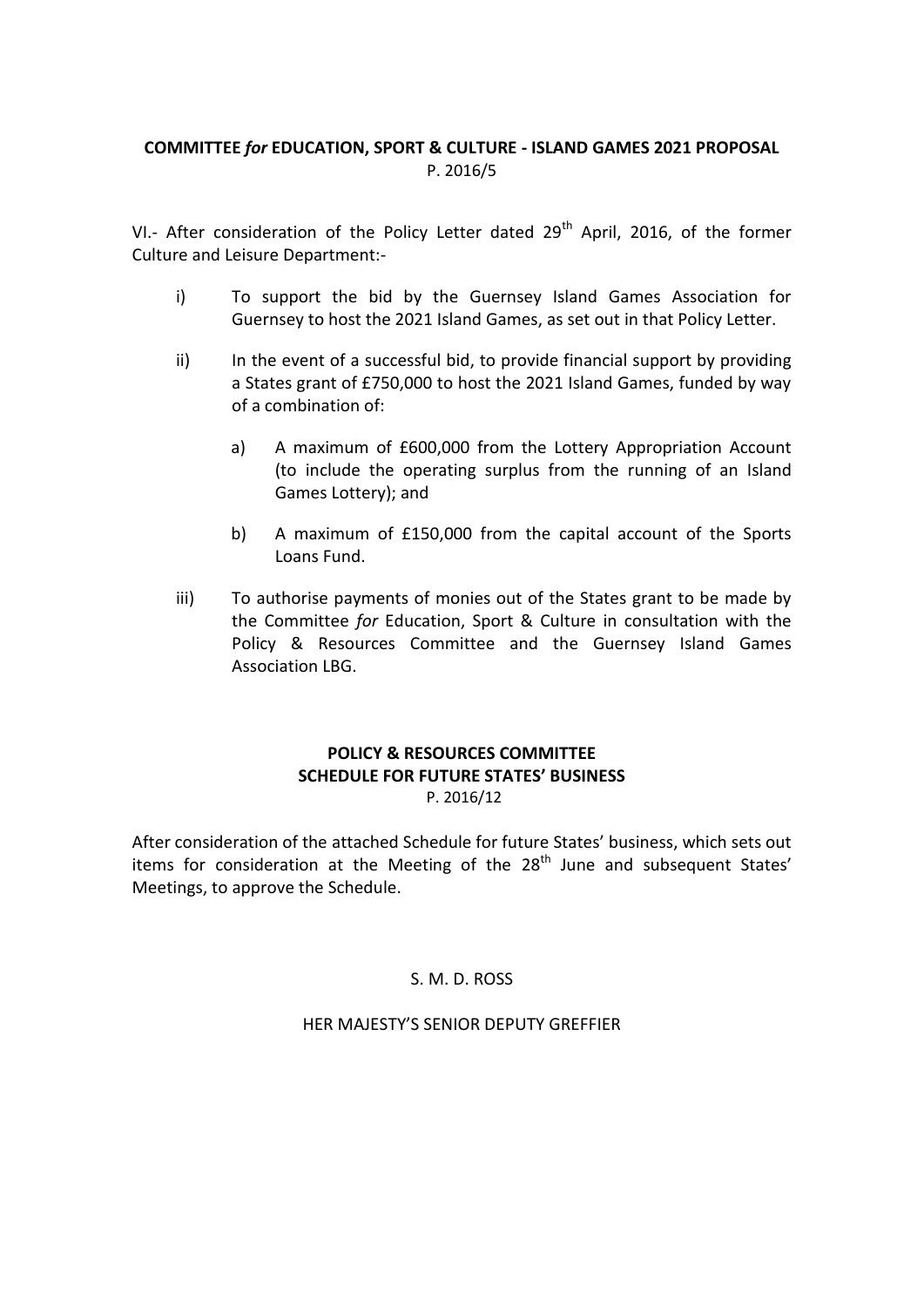**COMMITTEE *for* EDUCATION, SPORT & CULTURE - ISLAND GAMES 2021 PROPOSAL**

P. 2016/5

VI.- After consideration of the Policy Letter dated 29th April, 2016, of the former Culture and Leisure Department:-

i) To support the bid by the Guernsey Island Games Association for Guernsey to host the 2021 Island Games, as set out in that Policy Letter.

ii) In the event of a successful bid, to provide financial support by providing a States grant of £750,000 to host the 2021 Island Games, funded by way of a combination of:

a) A maximum of £600,000 from the Lottery Appropriation Account (to include the operating surplus from the running of an Island Games Lottery); and

b) A maximum of £150,000 from the capital account of the Sports Loans Fund.

iii) To authorise payments of monies out of the States grant to be made by the Committee *for* Education, Sport & Culture in consultation with the Policy & Resources Committee and the Guernsey Island Games Association LBG.

**POLICY & RESOURCES COMMITTEE**
**SCHEDULE FOR FUTURE STATES' BUSINESS**

P. 2016/12

After consideration of the attached Schedule for future States' business, which sets out items for consideration at the Meeting of the 28th June and subsequent States' Meetings, to approve the Schedule.

S. M. D. ROSS

HER MAJESTY'S SENIOR DEPUTY GREFFIER